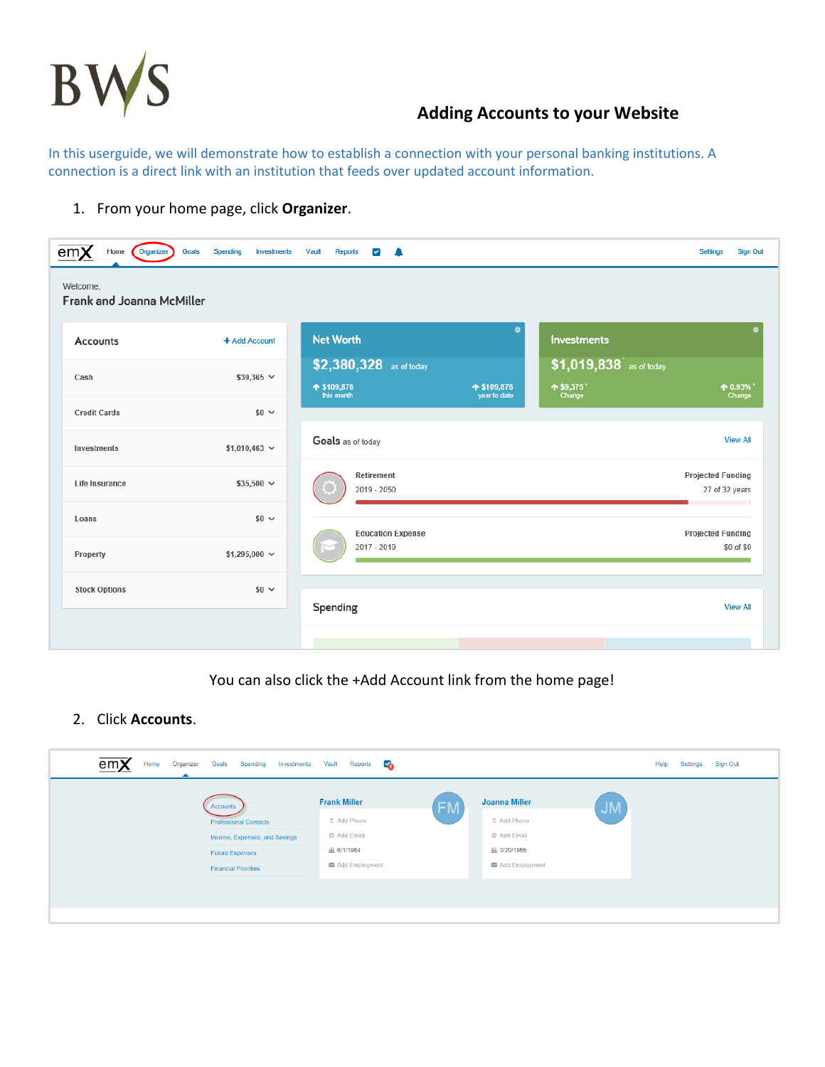# Adding Accounts to your Website

In this userguide, we will demonstrate how to establish a connection with your personal banking institutions. A connection is a direct link with an institution that feeds over updated account information.

1. From your home page, click **Organizer**.

You can also click the +Add Account link from the home page!

2. Click **Accounts**.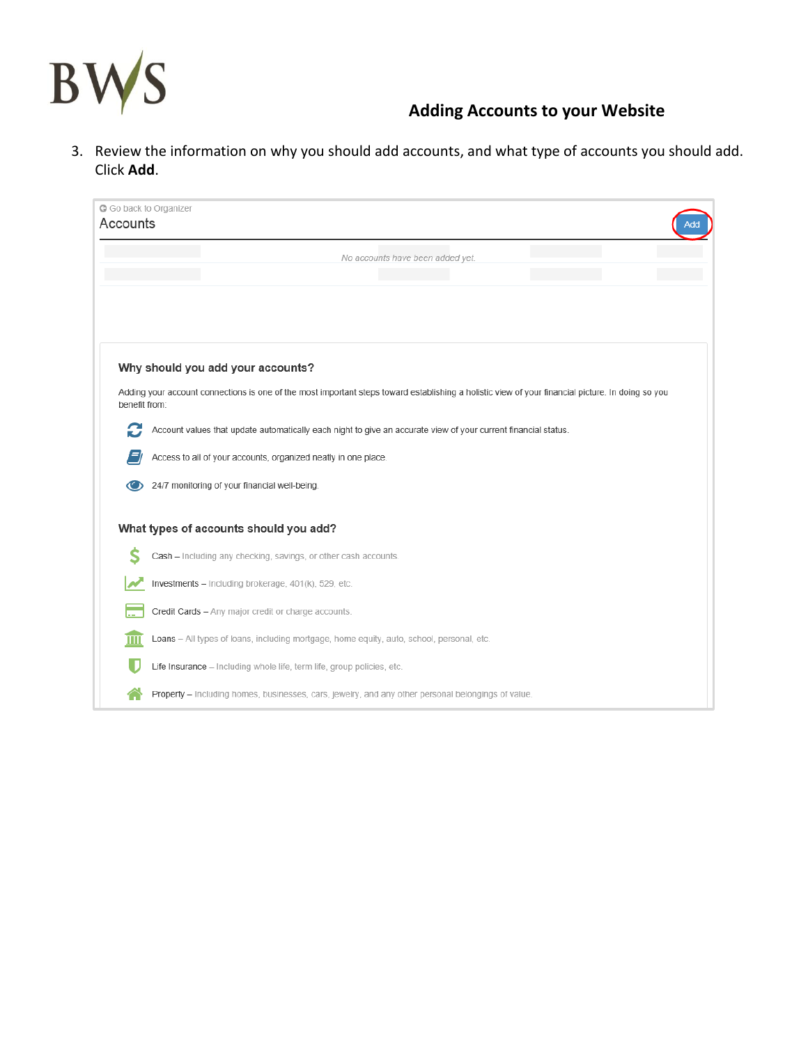## Adding Accounts to your Website

3. Review the information on why you should add accounts, and what type of accounts you should add. Click **Add**.

Go back to Organizer

Accounts

Add

*No accounts have been added yet.*

### Why should you add your accounts?

Adding your account connections is one of the most important steps toward establishing a holistic view of your financial picture. In doing so you benefit from:

- Account values that update automatically each night to give an accurate view of your current financial status.
- Access to all of your accounts, organized neatly in one place.
- 24/7 monitoring of your financial well-being.

### What types of accounts should you add?

- Cash – Including any checking, savings, or other cash accounts.
- Investments – Including brokerage, 401(k), 529, etc.
- Credit Cards – Any major credit or charge accounts.
- Loans – All types of loans, including mortgage, home equity, auto, school, personal, etc.
- Life Insurance – Including whole life, term life, group policies, etc.
- Property – Including homes, businesses, cars, jewelry, and any other personal belongings of value.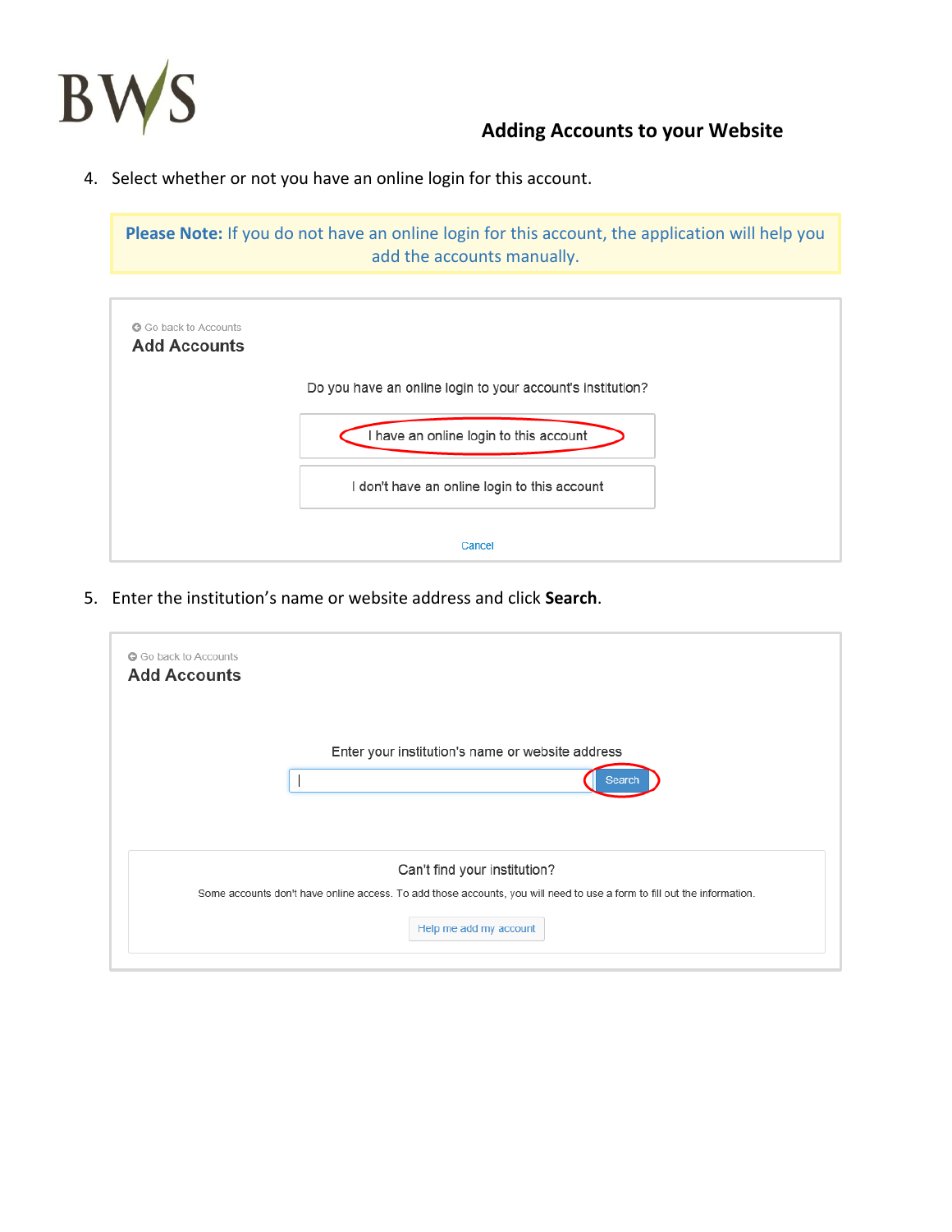## Adding Accounts to your Website

4. Select whether or not you have an online login for this account.

> **Please Note:** If you do not have an online login for this account, the application will help you add the accounts manually.

Go back to Accounts

**Add Accounts**

Do you have an online login to your account's institution?

I have an online login to this account

I don't have an online login to this account

Cancel

5. Enter the institution's name or website address and click **Search**.

Go back to Accounts

**Add Accounts**

Enter your institution's name or website address

Search

Can't find your institution?

Some accounts don't have online access. To add those accounts, you will need to use a form to fill out the information.

Help me add my account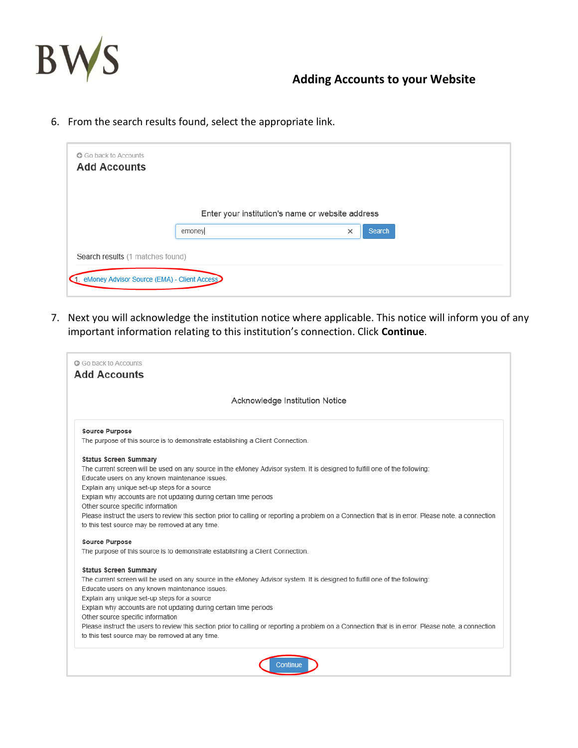6. From the search results found, select the appropriate link.

Go back to Accounts

**Add Accounts**

Enter your institution's name or website address

emoney | Search

Search results (1 matches found)

1. eMoney Advisor Source (EMA) - Client Access

7. Next you will acknowledge the institution notice where applicable. This notice will inform you of any important information relating to this institution's connection. Click **Continue**.

Go back to Accounts

**Add Accounts**

Acknowledge Institution Notice

**Source Purpose**
The purpose of this source is to demonstrate establishing a Client Connection.

**Status Screen Summary**
The current screen will be used on any source in the eMoney Advisor system. It is designed to fulfill one of the following:
Educate users on any known maintenance issues.
Explain any unique set-up steps for a source
Explain why accounts are not updating during certain time periods
Other source specific information
Please instruct the users to review this section prior to calling or reporting a problem on a Connection that is in error. Please note, a connection to this test source may be removed at any time.

**Source Purpose**
The purpose of this source is to demonstrate establishing a Client Connection.

**Status Screen Summary**
The current screen will be used on any source in the eMoney Advisor system. It is designed to fulfill one of the following:
Educate users on any known maintenance issues.
Explain any unique set-up steps for a source
Explain why accounts are not updating during certain time periods
Other source specific information
Please instruct the users to review this section prior to calling or reporting a problem on a Connection that is in error. Please note, a connection to this test source may be removed at any time.

Continue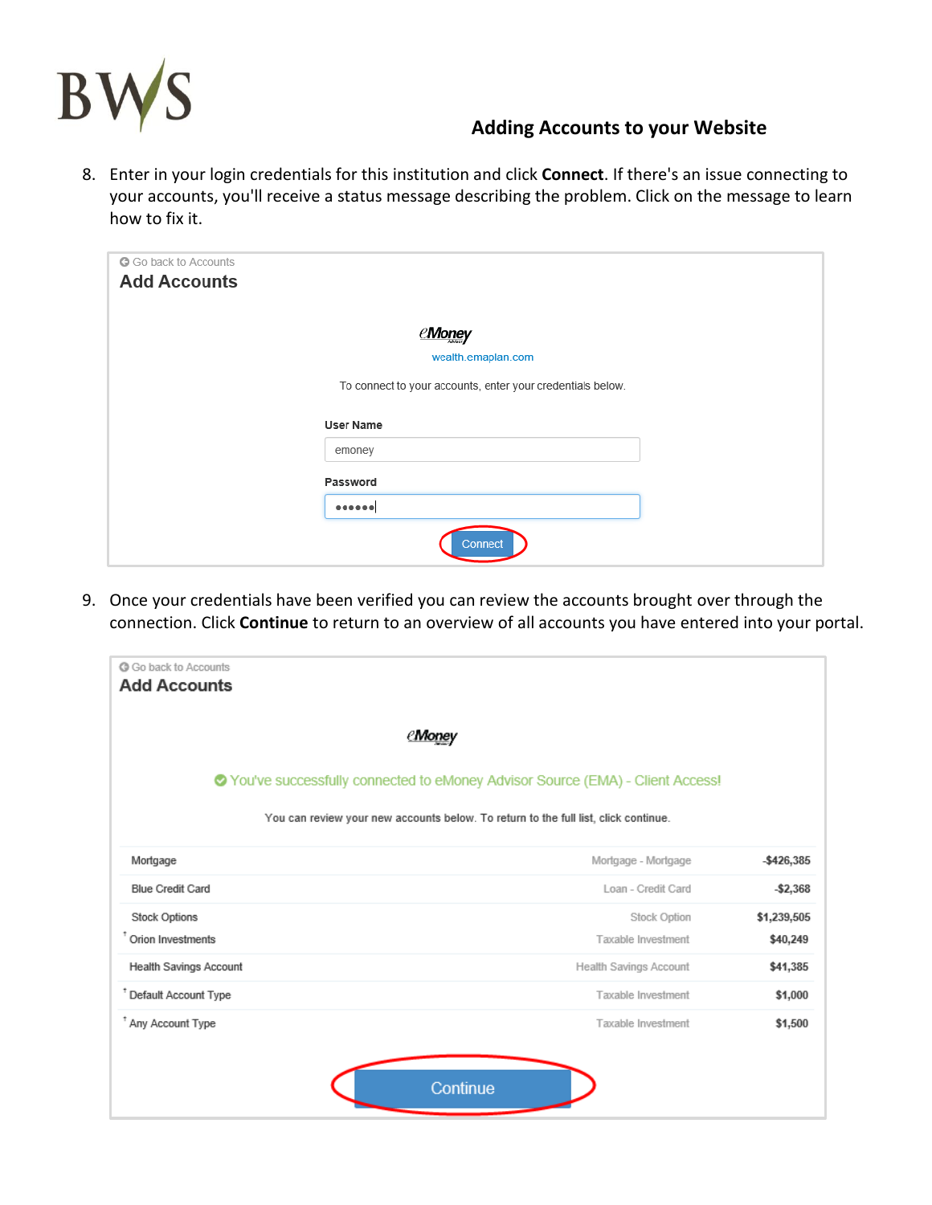## Adding Accounts to your Website

8. Enter in your login credentials for this institution and click **Connect**. If there's an issue connecting to your accounts, you'll receive a status message describing the problem. Click on the message to learn how to fix it.

Go back to Accounts

**Add Accounts**

eMoney

wealth.emaplan.com

To connect to your accounts, enter your credentials below.

User Name

emoney

Password

••••••

Connect

9. Once your credentials have been verified you can review the accounts brought over through the connection. Click **Continue** to return to an overview of all accounts you have entered into your portal.

Go back to Accounts

**Add Accounts**

eMoney

You've successfully connected to eMoney Advisor Source (EMA) - Client Access!

You can review your new accounts below. To return to the full list, click continue.

| | | |
|---|---|---|
| Mortgage | Mortgage - Mortgage | -$426,385 |
| Blue Credit Card | Loan - Credit Card | -$2,368 |
| Stock Options | Stock Option | $1,239,505 |
| † Orion Investments | Taxable Investment | $40,249 |
| Health Savings Account | Health Savings Account | $41,385 |
| † Default Account Type | Taxable Investment | $1,000 |
| † Any Account Type | Taxable Investment | $1,500 |

Continue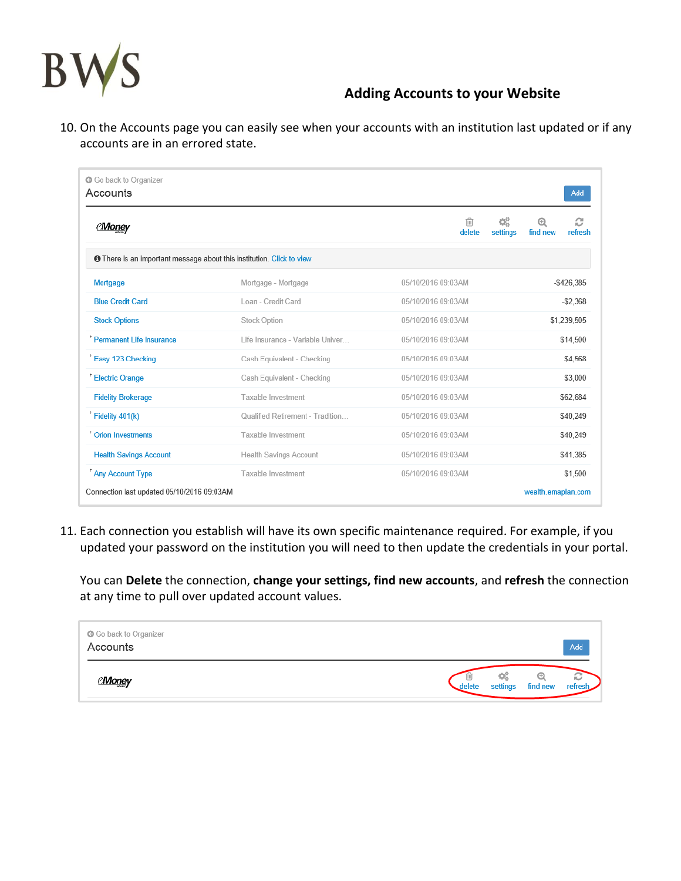## Adding Accounts to your Website

10. On the Accounts page you can easily see when your accounts with an institution last updated or if any accounts are in an errored state.

Go back to Organizer

Accounts — Add

eMoney — delete | settings | find new | refresh

There is an important message about this institution. Click to view

| Account | Type | Last Updated | Balance |
|---|---|---|---|
| Mortgage | Mortgage - Mortgage | 05/10/2016 09:03AM | -$426,385 |
| Blue Credit Card | Loan - Credit Card | 05/10/2016 09:03AM | -$2,368 |
| Stock Options | Stock Option | 05/10/2016 09:03AM | $1,239,505 |
| Permanent Life Insurance | Life Insurance - Variable Univer... | 05/10/2016 09:03AM | $14,500 |
| Easy 123 Checking | Cash Equivalent - Checking | 05/10/2016 09:03AM | $4,568 |
| Electric Orange | Cash Equivalent - Checking | 05/10/2016 09:03AM | $3,000 |
| Fidelity Brokerage | Taxable Investment | 05/10/2016 09:03AM | $62,684 |
| Fidelity 401(k) | Qualified Retirement - Tradition... | 05/10/2016 09:03AM | $40,249 |
| Orion Investments | Taxable Investment | 05/10/2016 09:03AM | $40,249 |
| Health Savings Account | Health Savings Account | 05/10/2016 09:03AM | $41,385 |
| Any Account Type | Taxable Investment | 05/10/2016 09:03AM | $1,500 |

Connection last updated 05/10/2016 09:03AM — wealth.emaplan.com

11. Each connection you establish will have its own specific maintenance required. For example, if you updated your password on the institution you will need to then update the credentials in your portal.

    You can **Delete** the connection, **change your settings, find new accounts**, and **refresh** the connection at any time to pull over updated account values.

Go back to Organizer

Accounts — Add

eMoney — delete | settings | find new | refresh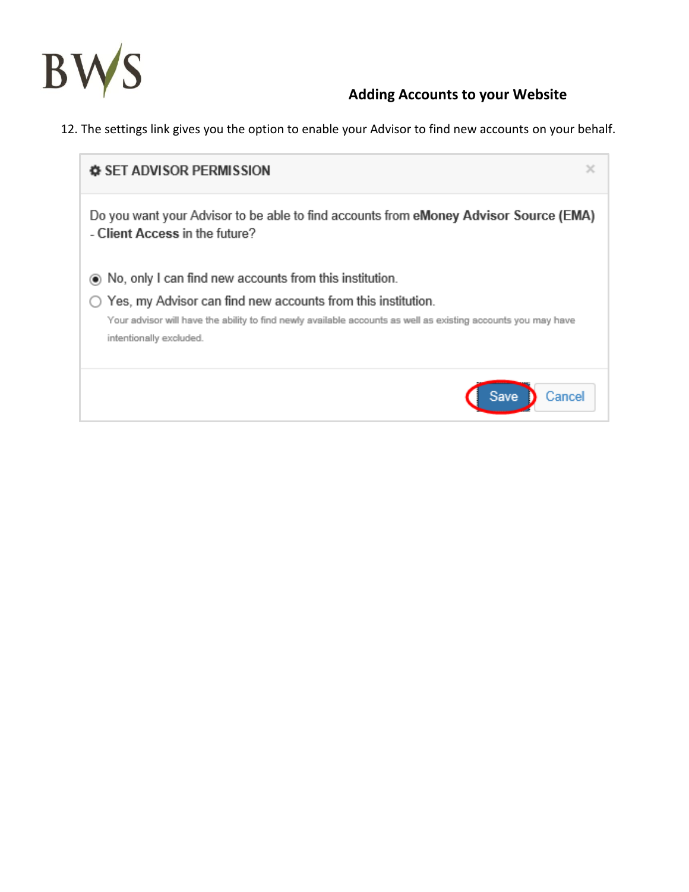## Adding Accounts to your Website

12. The settings link gives you the option to enable your Advisor to find new accounts on your behalf.

**SET ADVISOR PERMISSION**

Do you want your Advisor to be able to find accounts from **eMoney Advisor Source (EMA) - Client Access** in the future?

- (•) No, only I can find new accounts from this institution.
- ( ) Yes, my Advisor can find new accounts from this institution.
  Your advisor will have the ability to find newly available accounts as well as existing accounts you may have intentionally excluded.

Save | Cancel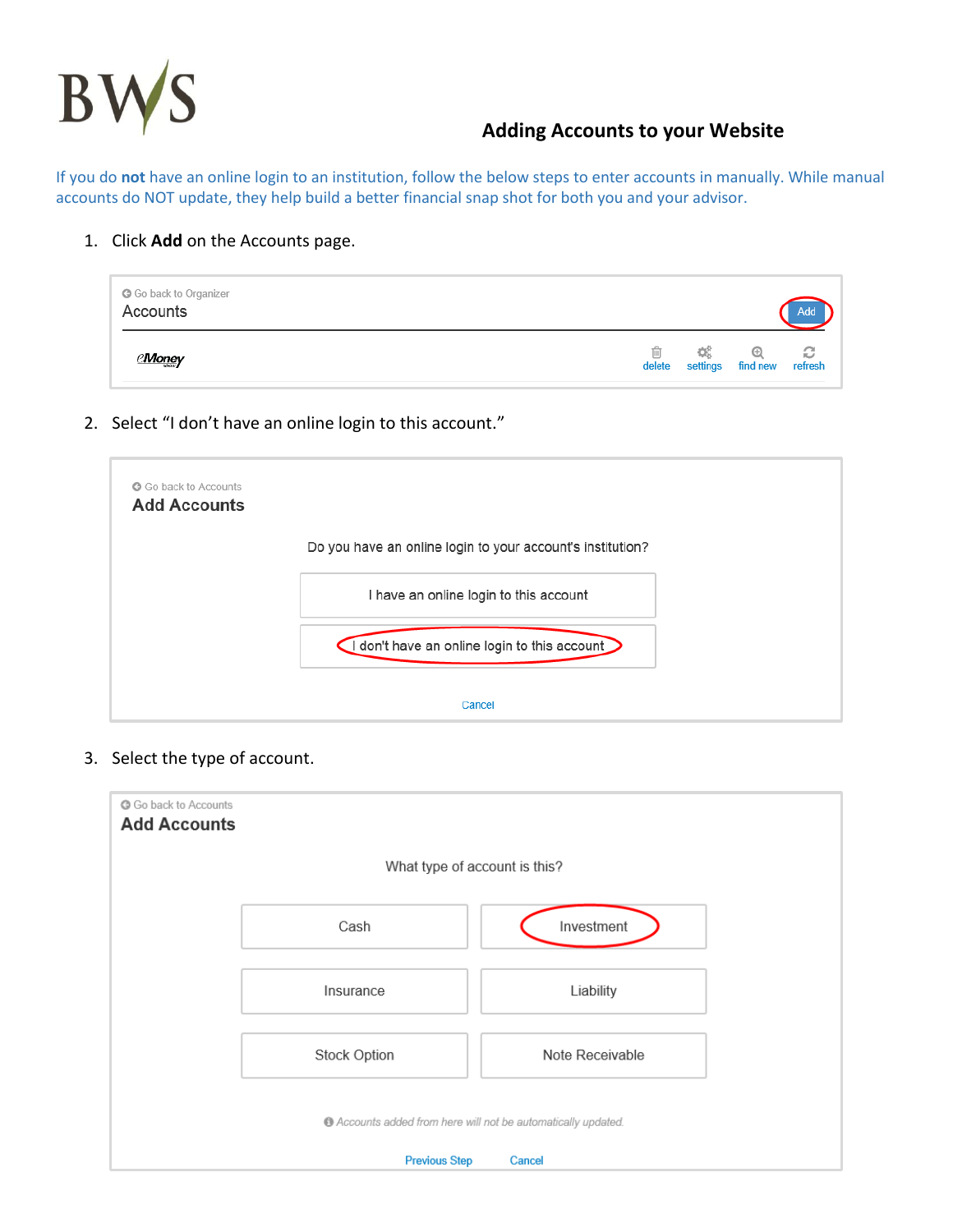# Adding Accounts to your Website

If you do **not** have an online login to an institution, follow the below steps to enter accounts in manually. While manual accounts do NOT update, they help build a better financial snap shot for both you and your advisor.

1. Click **Add** on the Accounts page.

Go back to Organizer

Accounts

Add

eMoney

delete settings find new refresh

2. Select "I don't have an online login to this account."

Go back to Accounts

**Add Accounts**

Do you have an online login to your account's institution?

I have an online login to this account

I don't have an online login to this account

Cancel

3. Select the type of account.

Go back to Accounts

**Add Accounts**

What type of account is this?

| Cash | Investment |
| --- | --- |
| Insurance | Liability |
| Stock Option | Note Receivable |

*Accounts added from here will not be automatically updated.*

Previous Step Cancel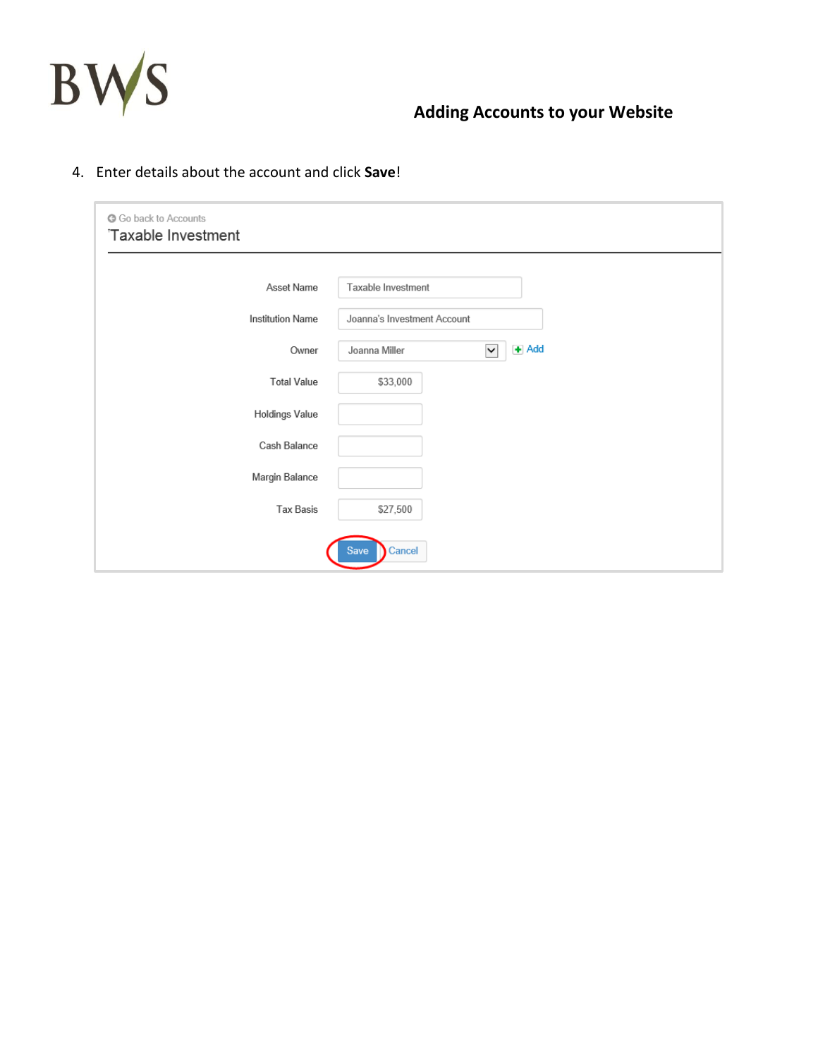4. Enter details about the account and click **Save**!

Go back to Accounts

Taxable Investment

Asset Name: Taxable Investment

Institution Name: Joanna's Investment Account

Owner: Joanna Miller

Add

Total Value: $33,000

Holdings Value

Cash Balance

Margin Balance

Tax Basis: $27,500

Save

Cancel